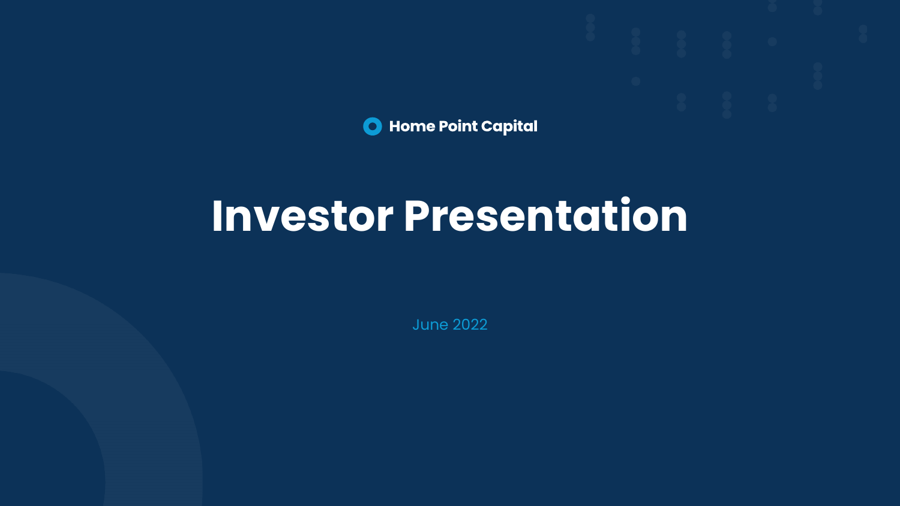Home Point Capital

# Investor Presentation

June 2022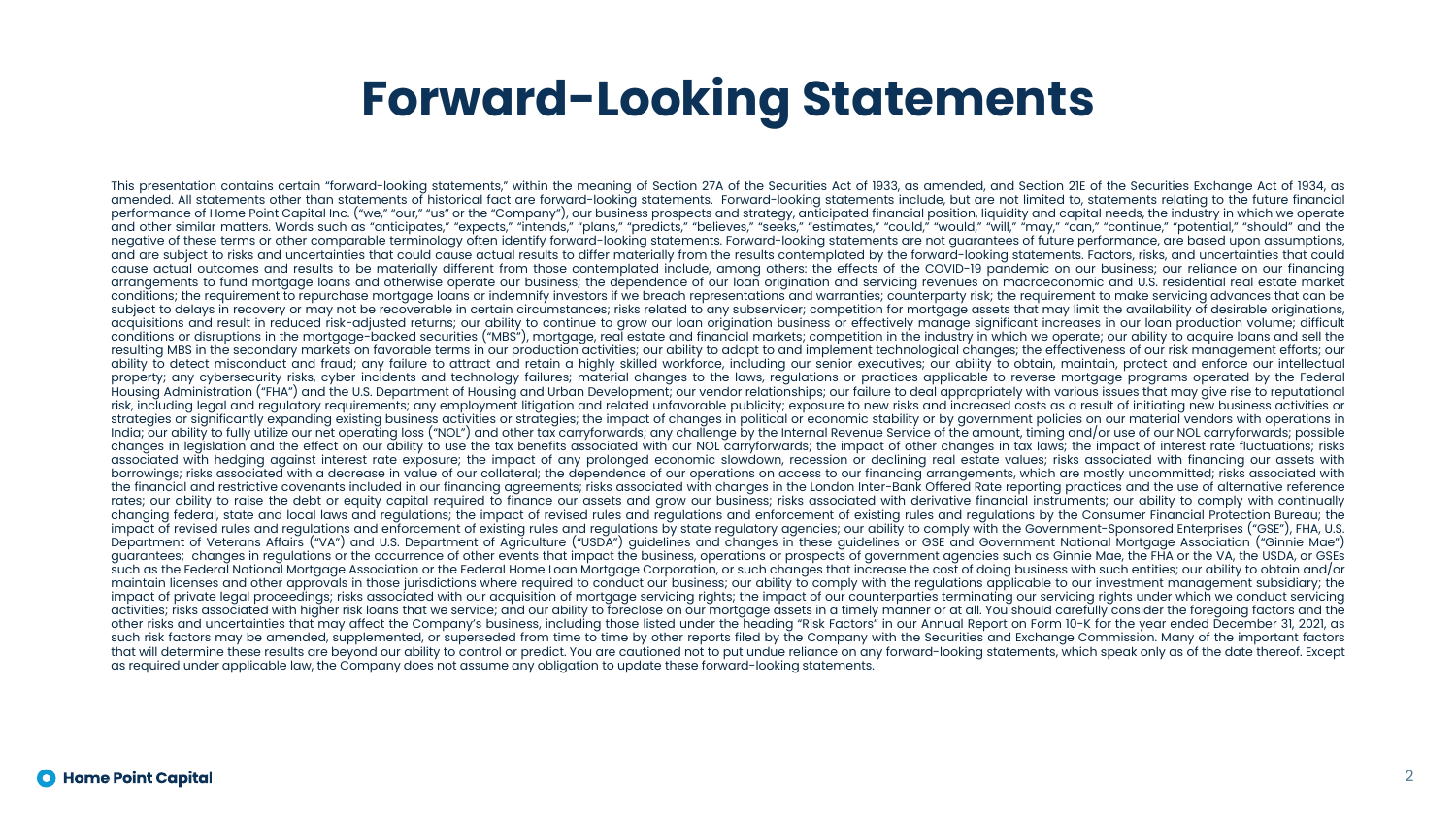# Forward-Looking Statements

This presentation contains certain "forward-looking statements," within the meaning of Section 27A of the Securities Act of 1933, as amended, and Section 21E of the Securities Exchange Act of 1934, as amended. All statements other than statements of historical fact are forward-looking statements. Forward-looking statements include, but are not limited to, statements relating to the future financial performance of Home Point Capital Inc. ("we," "our," "us" or the "Company"), our business prospects and strategy, anticipated financial position, liquidity and capital needs, the industry in which we operate and other similar matters. Words such as "anticipates," "expects," "intends," "plans," "predicts," "believes," "seeks," "estimates," "could," "would," "will," "may," "can," "continue," "potential," "should" and the negative of these terms or other comparable terminology often identify forward-looking statements. Forward-looking statements are not guarantees of future performance, are based upon assumptions, and are subject to risks and uncertainties that could cause actual results to differ materially from the results contemplated by the forward-looking statements. Factors, risks, and uncertainties that could cause actual outcomes and results to be materially different from those contemplated include, among others: the effects of the COVID-19 pandemic on our business; our reliance on our financing arrangements to fund mortgage loans and otherwise operate our business; the dependence of our loan origination and servicing revenues on macroeconomic and U.S. residential real estate market conditions; the requirement to repurchase mortgage loans or indemnify investors if we breach representations and warranties; counterparty risk; the requirement to make servicing advances that can be subject to delays in recovery or may not be recoverable in certain circumstances; risks related to any subservicer; competition for mortgage assets that may limit the availability of desirable originations, acquisitions and result in reduced risk-adjusted returns; our ability to continue to grow our loan origination business or effectively manage significant increases in our loan production volume; difficult conditions or disruptions in the mortgage-backed securities ("MBS"), mortgage, real estate and financial markets; competition in the industry in which we operate; our ability to acquire loans and sell the resulting MBS in the secondary markets on favorable terms in our production activities; our ability to adapt to and implement technological changes; the effectiveness of our risk management efforts; our ability to detect misconduct and fraud; any failure to attract and retain a highly skilled workforce, including our senior executives; our ability to obtain, maintain, protect and enforce our intellectual property; any cybersecurity risks, cyber incidents and technology failures; material changes to the laws, regulations or practices applicable to reverse mortgage programs operated by the Federal Housing Administration ("FHA") and the U.S. Department of Housing and Urban Development; our vendor relationships; our failure to deal appropriately with various issues that may give rise to reputational risk, including legal and regulatory requirements; any employment litigation and related unfavorable publicity; exposure to new risks and increased costs as a result of initiating new business activities or strategies or significantly expanding existing business activities or strategies; the impact of changes in political or economic stability or by government policies on our material vendors with operations in India; our ability to fully utilize our net operating loss ("NOL") and other tax carryforwards; any challenge by the Internal Revenue Service of the amount, timing and/or use of our NOL carryforwards; possible changes in legislation and the effect on our ability to use the tax benefits associated with our NOL carryforwards; the impact of other changes in tax laws; the impact of interest rate fluctuations; risks associated with hedging against interest rate exposure; the impact of any prolonged economic slowdown, recession or declining real estate values; risks associated with financing our assets with borrowings; risks associated with a decrease in value of our collateral; the dependence of our operations on access to our financing arrangements, which are mostly uncommitted; risks associated with the financial and restrictive covenants included in our financing agreements; risks associated with changes in the London Inter-Bank Offered Rate reporting practices and the use of alternative reference rates; our ability to raise the debt or equity capital required to finance our assets and grow our business; risks associated with derivative financial instruments; our ability to comply with continually changing federal, state and local laws and regulations; the impact of revised rules and regulations and enforcement of existing rules and regulations by the Consumer Financial Protection Bureau; the impact of revised rules and regulations and enforcement of existing rules and regulations by state regulatory agencies; our ability to comply with the Government-Sponsored Enterprises ("GSE"), FHA, U.S. Department of Veterans Affairs ("VA") and U.S. Department of Agriculture ("USDA") guidelines and changes in these guidelines or GSE and Government National Mortgage Association ("Ginnie Mae") guarantees; changes in regulations or the occurrence of other events that impact the business, operations or prospects of government agencies such as Ginnie Mae, the FHA or the VA, the USDA, or GSEs such as the Federal National Mortgage Association or the Federal Home Loan Mortgage Corporation, or such changes that increase the cost of doing business with such entities; our ability to obtain and/or maintain licenses and other approvals in those jurisdictions where required to conduct our business; our ability to comply with the regulations applicable to our investment management subsidiary; the impact of private legal proceedings; risks associated with our acquisition of mortgage servicing rights; the impact of our counterparties terminating our servicing rights under which we conduct servicing activities; risks associated with higher risk loans that we service; and our ability to foreclose on our mortgage assets in a timely manner or at all. You should carefully consider the foregoing factors and the other risks and uncertainties that may affect the Company's business, including those listed under the heading "Risk Factors" in our Annual Report on Form 10-K for the year ended December 31, 2021, as such risk factors may be amended, supplemented, or superseded from time to time by other reports filed by the Company with the Securities and Exchange Commission. Many of the important factors that will determine these results are beyond our ability to control or predict. You are cautioned not to put undue reliance on any forward-looking statements, which speak only as of the date thereof. Except as required under applicable law, the Company does not assume any obligation to update these forward-looking statements.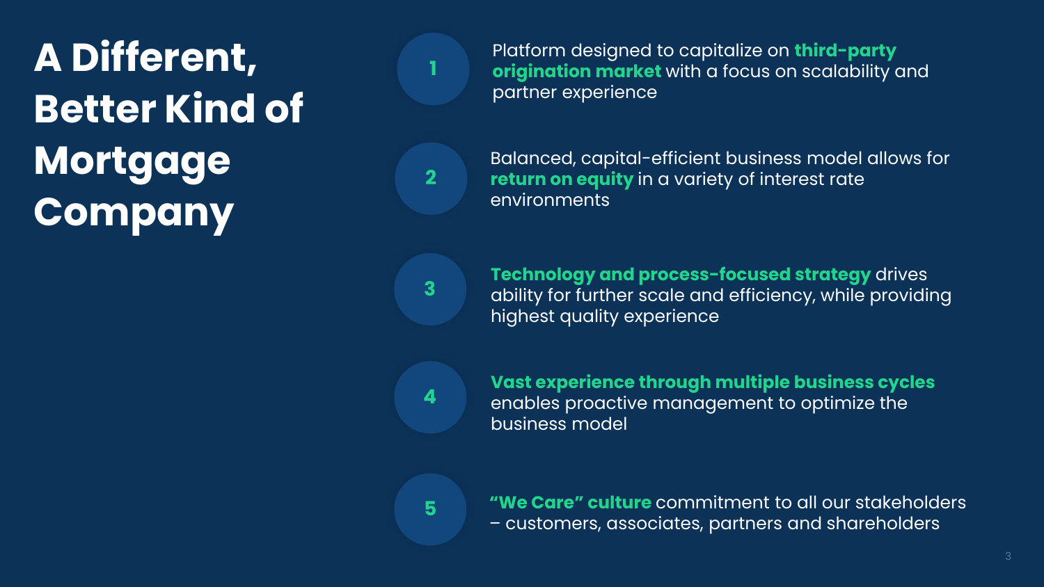# A Different, Better Kind of Mortgage Company

1. Platform designed to capitalize on **third-party origination market** with a focus on scalability and partner experience

2. Balanced, capital-efficient business model allows for **return on equity** in a variety of interest rate environments

3. **Technology and process-focused strategy** drives ability for further scale and efficiency, while providing highest quality experience

4. **Vast experience through multiple business cycles** enables proactive management to optimize the business model

5. **"We Care" culture** commitment to all our stakeholders – customers, associates, partners and shareholders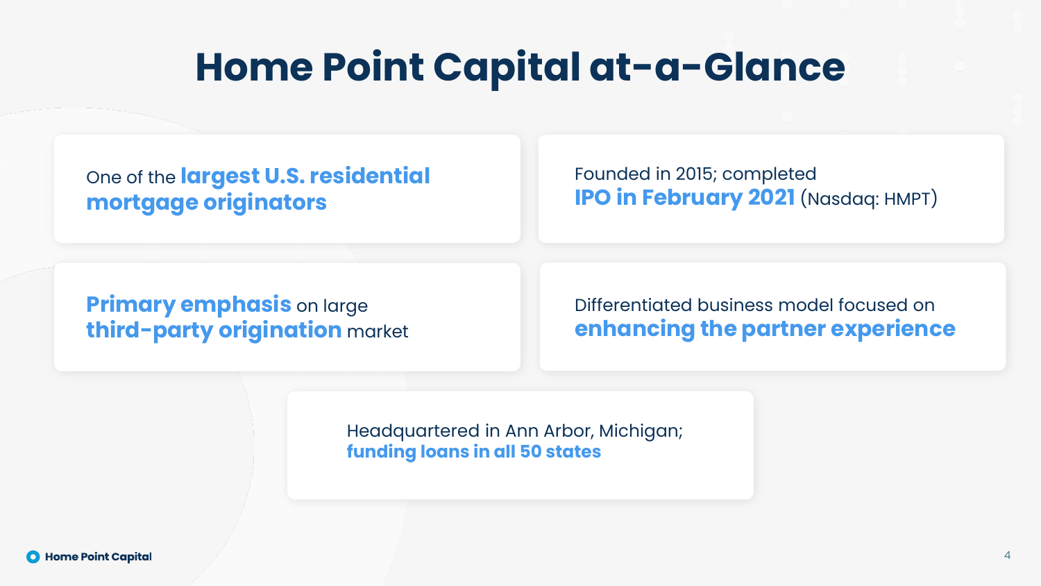# Home Point Capital at-a-Glance

One of the **largest U.S. residential mortgage originators**

Founded in 2015; completed **IPO in February 2021** (Nasdaq: HMPT)

**Primary emphasis** on large **third-party origination** market

Differentiated business model focused on **enhancing the partner experience**

Headquartered in Ann Arbor, Michigan; **funding loans in all 50 states**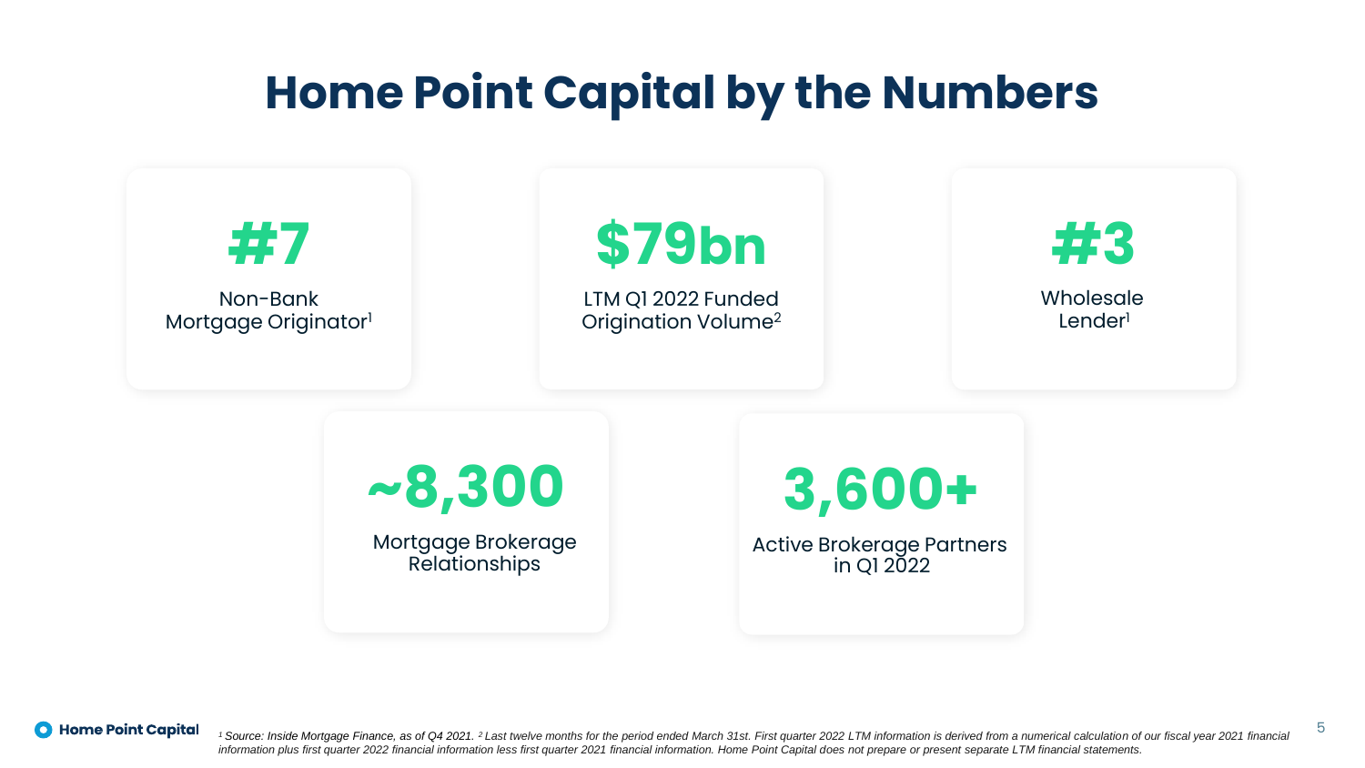# Home Point Capital by the Numbers

**#7**
Non-Bank Mortgage Originator[1]

**$79bn**
LTM Q1 2022 Funded Origination Volume[2]

**#3**
Wholesale Lender[1]

**~8,300**
Mortgage Brokerage Relationships

**3,600+**
Active Brokerage Partners in Q1 2022

*[1] Source: Inside Mortgage Finance, as of Q4 2021. [2] Last twelve months for the period ended March 31st. First quarter 2022 LTM information is derived from a numerical calculation of our fiscal year 2021 financial information plus first quarter 2022 financial information less first quarter 2021 financial information. Home Point Capital does not prepare or present separate LTM financial statements.*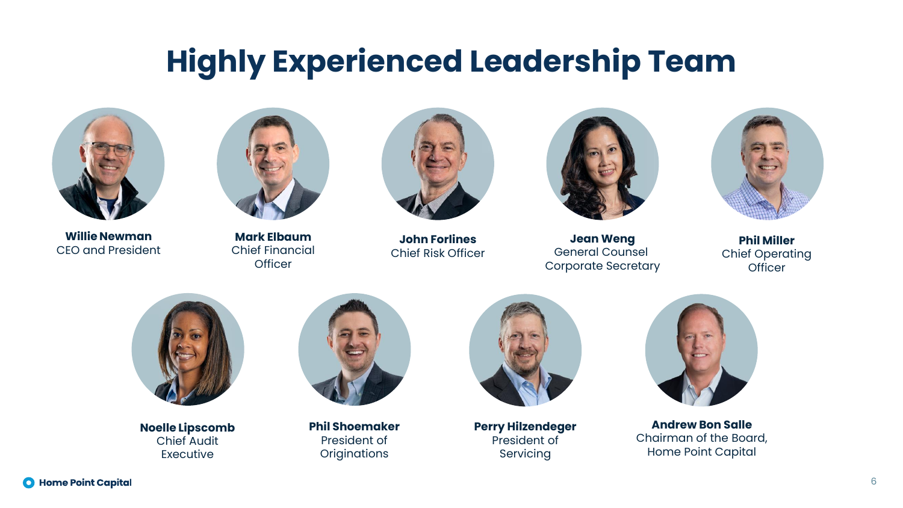# Highly Experienced Leadership Team

**Willie Newman**
CEO and President

**Mark Elbaum**
Chief Financial Officer

**John Forlines**
Chief Risk Officer

**Jean Weng**
General Counsel
Corporate Secretary

**Phil Miller**
Chief Operating Officer

**Noelle Lipscomb**
Chief Audit Executive

**Phil Shoemaker**
President of Originations

**Perry Hilzendeger**
President of Servicing

**Andrew Bon Salle**
Chairman of the Board, Home Point Capital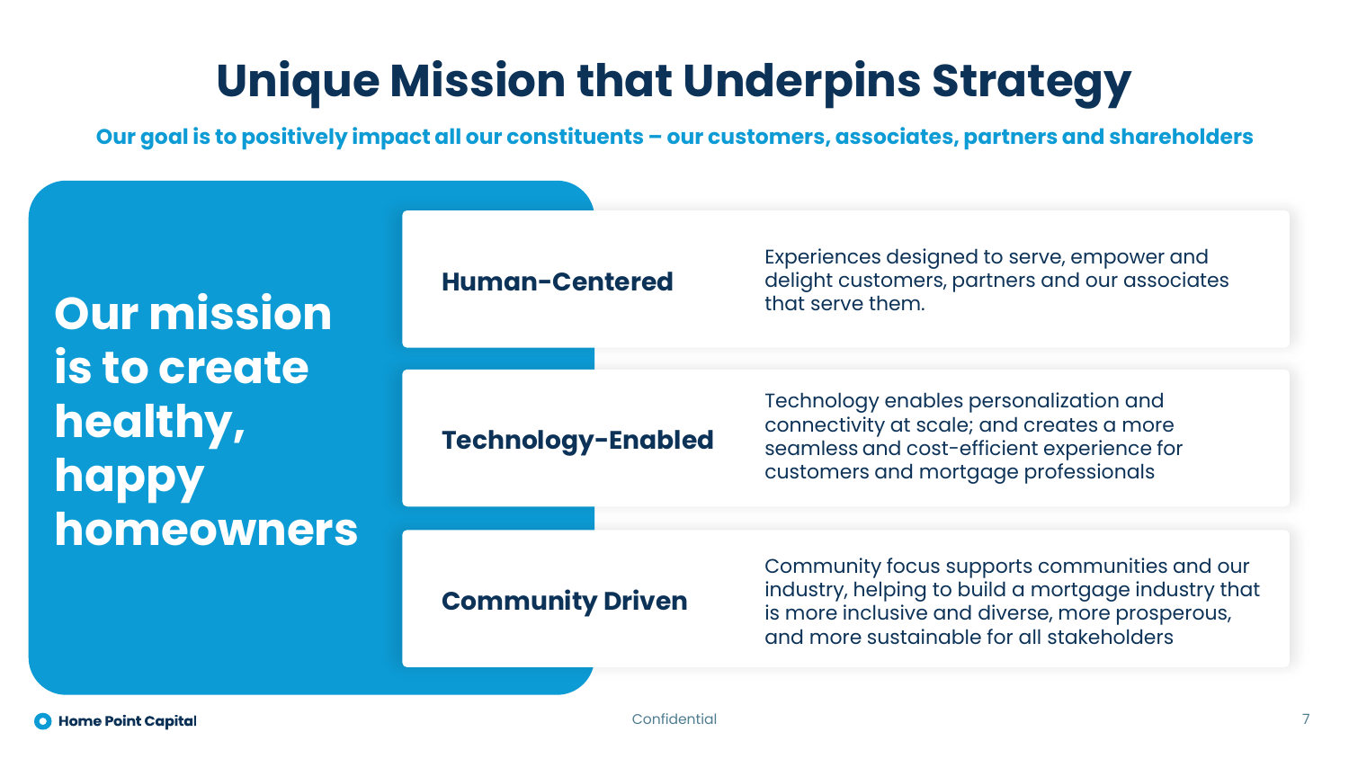# Unique Mission that Underpins Strategy

**Our goal is to positively impact all our constituents – our customers, associates, partners and shareholders**

## Our mission is to create healthy, happy homeowners

| | |
|---|---|
| **Human-Centered** | Experiences designed to serve, empower and delight customers, partners and our associates that serve them. |
| **Technology-Enabled** | Technology enables personalization and connectivity at scale; and creates a more seamless and cost-efficient experience for customers and mortgage professionals |
| **Community Driven** | Community focus supports communities and our industry, helping to build a mortgage industry that is more inclusive and diverse, more prosperous, and more sustainable for all stakeholders |

Confidential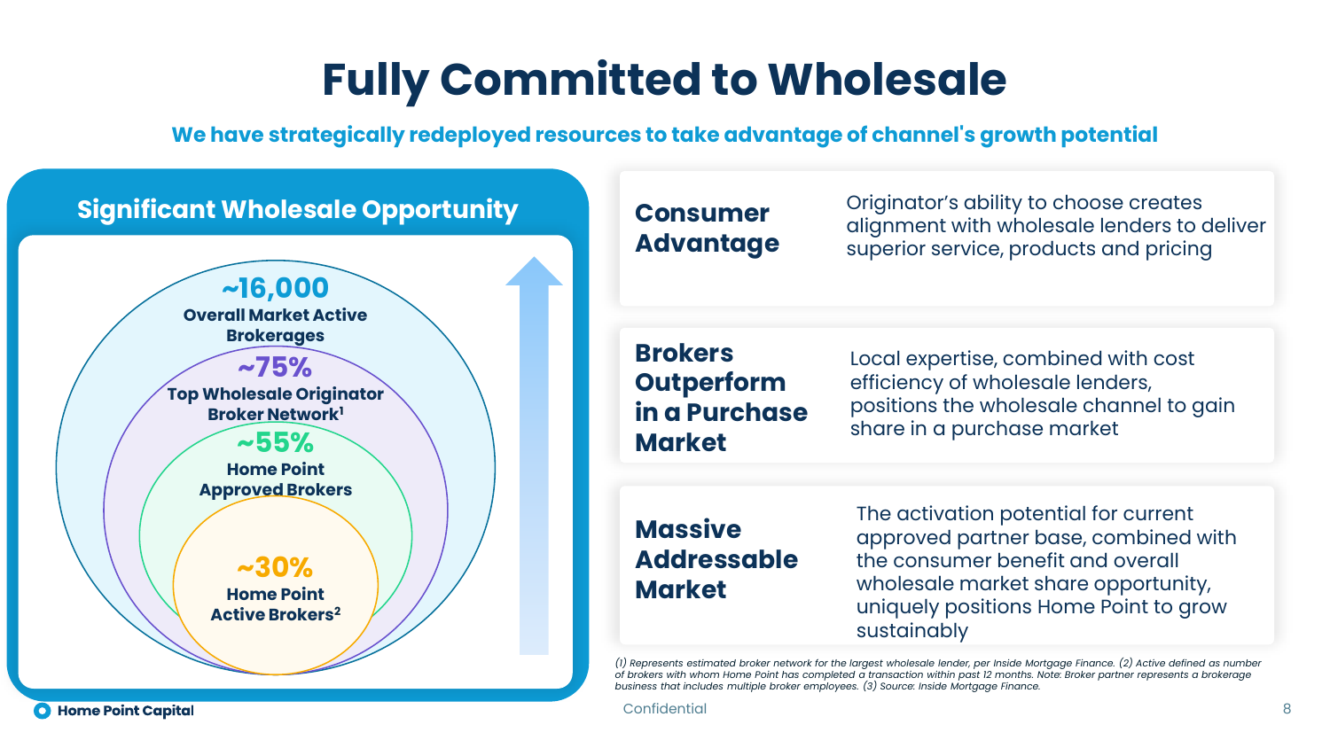# Fully Committed to Wholesale

**We have strategically redeployed resources to take advantage of channel's growth potential**

## Significant Wholesale Opportunity

- **~16,000** Overall Market Active Brokerages
- **~75%** Top Wholesale Originator Broker Network[1]
- **~55%** Home Point Approved Brokers
- **~30%** Home Point Active Brokers[2]

| | |
|---|---|
| **Consumer Advantage** | Originator's ability to choose creates alignment with wholesale lenders to deliver superior service, products and pricing |
| **Brokers Outperform in a Purchase Market** | Local expertise, combined with cost efficiency of wholesale lenders, positions the wholesale channel to gain share in a purchase market |
| **Massive Addressable Market** | The activation potential for current approved partner base, combined with the consumer benefit and overall wholesale market share opportunity, uniquely positions Home Point to grow sustainably |

*(1) Represents estimated broker network for the largest wholesale lender, per Inside Mortgage Finance. (2) Active defined as number of brokers with whom Home Point has completed a transaction within past 12 months. Note: Broker partner represents a brokerage business that includes multiple broker employees. (3) Source: Inside Mortgage Finance.*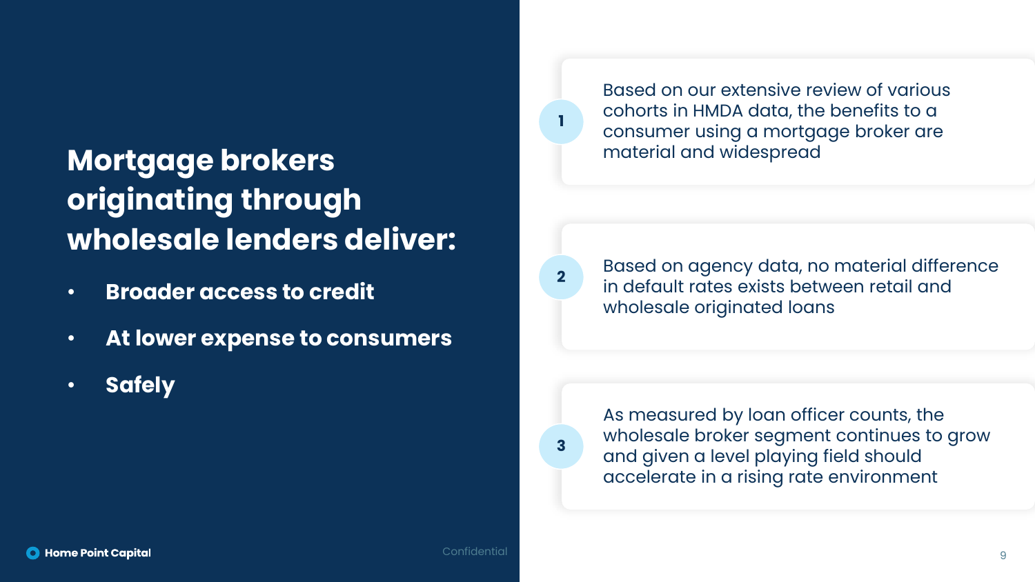## Mortgage brokers originating through wholesale lenders deliver:

- **Broader access to credit**
- **At lower expense to consumers**
- **Safely**

1. Based on our extensive review of various cohorts in HMDA data, the benefits to a consumer using a mortgage broker are material and widespread

2. Based on agency data, no material difference in default rates exists between retail and wholesale originated loans

3. As measured by loan officer counts, the wholesale broker segment continues to grow and given a level playing field should accelerate in a rising rate environment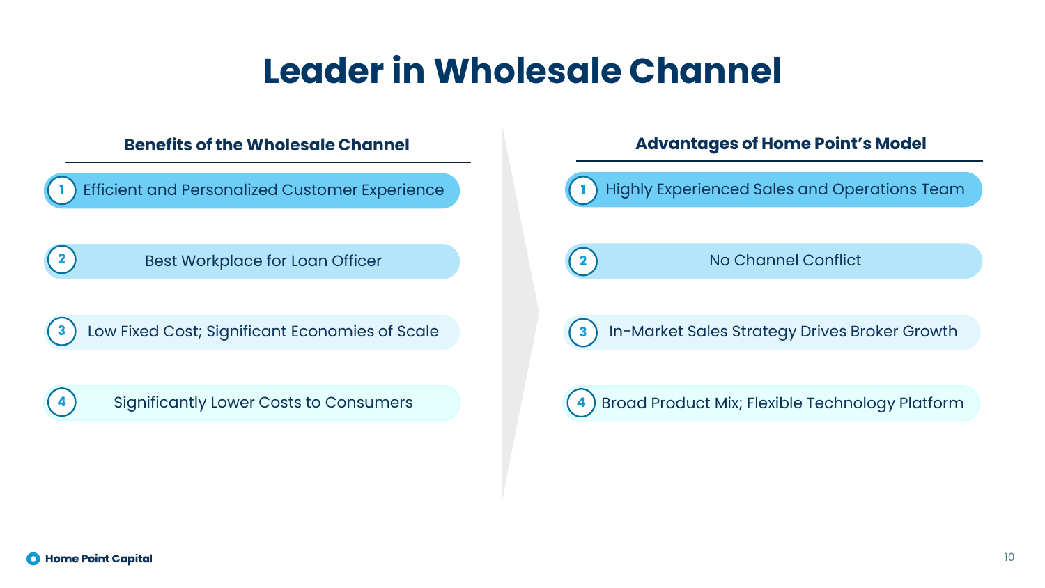# Leader in Wholesale Channel

## Benefits of the Wholesale Channel

1. Efficient and Personalized Customer Experience
2. Best Workplace for Loan Officer
3. Low Fixed Cost; Significant Economies of Scale
4. Significantly Lower Costs to Consumers

## Advantages of Home Point's Model

1. Highly Experienced Sales and Operations Team
2. No Channel Conflict
3. In-Market Sales Strategy Drives Broker Growth
4. Broad Product Mix; Flexible Technology Platform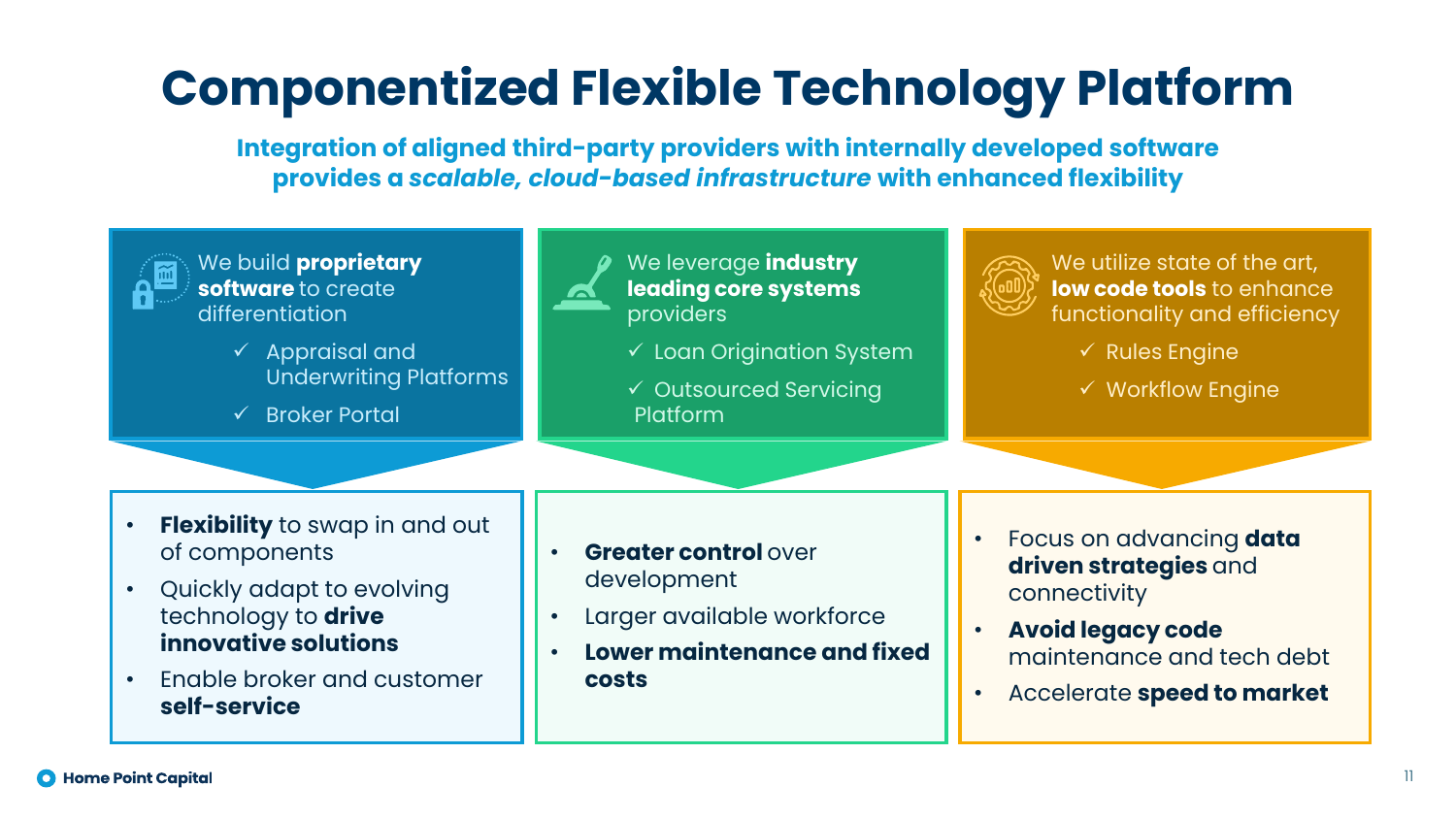# Componentized Flexible Technology Platform

**Integration of aligned third-party providers with internally developed software provides a *scalable, cloud-based infrastructure* with enhanced flexibility**

### We build **proprietary software** to create differentiation

- ✓ Appraisal and Underwriting Platforms
- ✓ Broker Portal

**Outcomes:**

- **Flexibility** to swap in and out of components
- Quickly adapt to evolving technology to **drive innovative solutions**
- Enable broker and customer **self-service**

### We leverage **industry leading core systems** providers

- ✓ Loan Origination System
- ✓ Outsourced Servicing Platform

**Outcomes:**

- **Greater control** over development
- Larger available workforce
- **Lower maintenance and fixed costs**

### We utilize state of the art, **low code tools** to enhance functionality and efficiency

- ✓ Rules Engine
- ✓ Workflow Engine

**Outcomes:**

- Focus on advancing **data driven strategies** and connectivity
- **Avoid legacy code** maintenance and tech debt
- Accelerate **speed to market**

Home Point Capital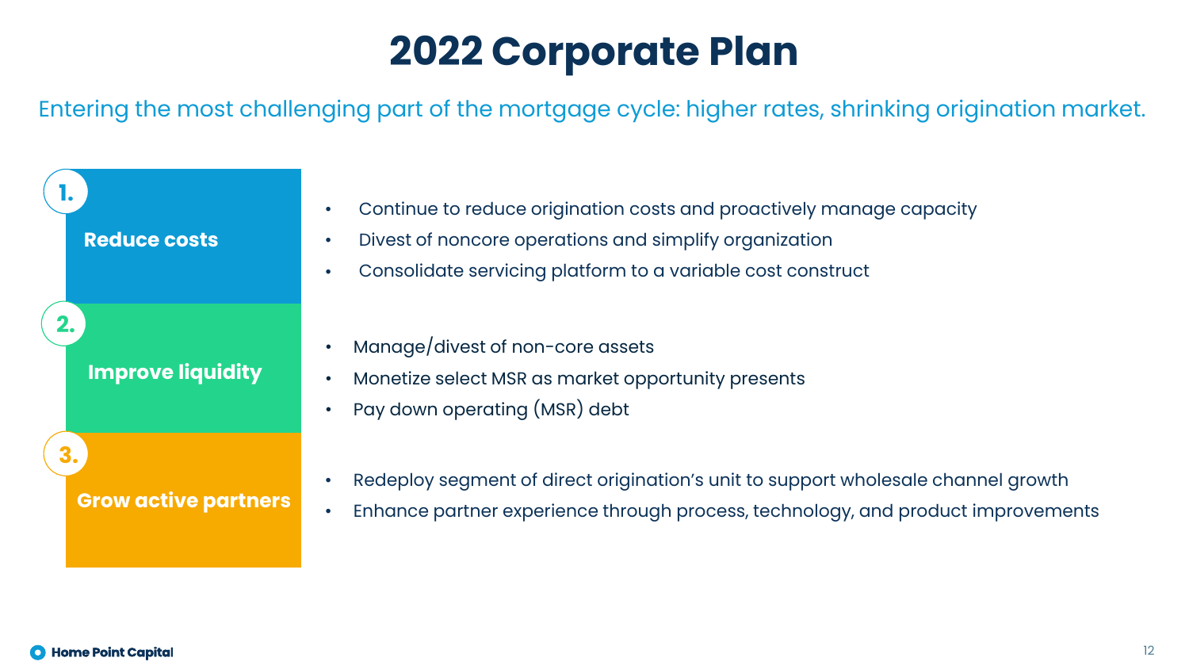# 2022 Corporate Plan

Entering the most challenging part of the mortgage cycle: higher rates, shrinking origination market.

## 1. Reduce costs

- Continue to reduce origination costs and proactively manage capacity
- Divest of noncore operations and simplify organization
- Consolidate servicing platform to a variable cost construct

## 2. Improve liquidity

- Manage/divest of non-core assets
- Monetize select MSR as market opportunity presents
- Pay down operating (MSR) debt

## 3. Grow active partners

- Redeploy segment of direct origination's unit to support wholesale channel growth
- Enhance partner experience through process, technology, and product improvements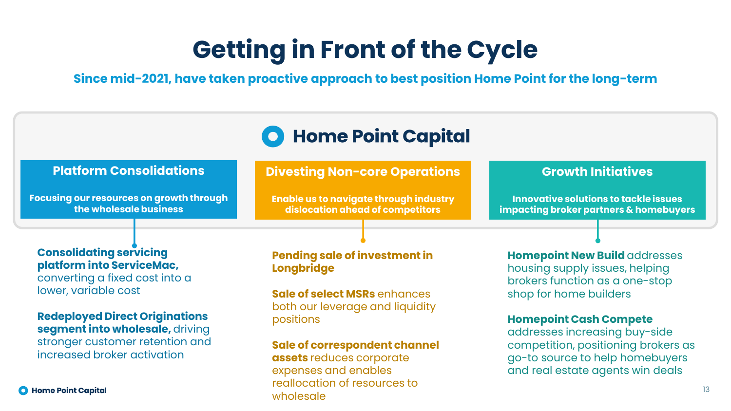# Getting in Front of the Cycle

**Since mid-2021, have taken proactive approach to best position Home Point for the long-term**

## Home Point Capital

### Platform Consolidations

**Focusing our resources on growth through the wholesale business**

**Consolidating servicing platform into ServiceMac,** converting a fixed cost into a lower, variable cost

**Redeployed Direct Originations segment into wholesale,** driving stronger customer retention and increased broker activation

### Divesting Non-core Operations

**Enable us to navigate through industry dislocation ahead of competitors**

**Pending sale of investment in Longbridge**

**Sale of select MSRs** enhances both our leverage and liquidity positions

**Sale of correspondent channel assets** reduces corporate expenses and enables reallocation of resources to wholesale

### Growth Initiatives

**Innovative solutions to tackle issues impacting broker partners & homebuyers**

**Homepoint New Build** addresses housing supply issues, helping brokers function as a one-stop shop for home builders

**Homepoint Cash Compete** addresses increasing buy-side competition, positioning brokers as go-to source to help homebuyers and real estate agents win deals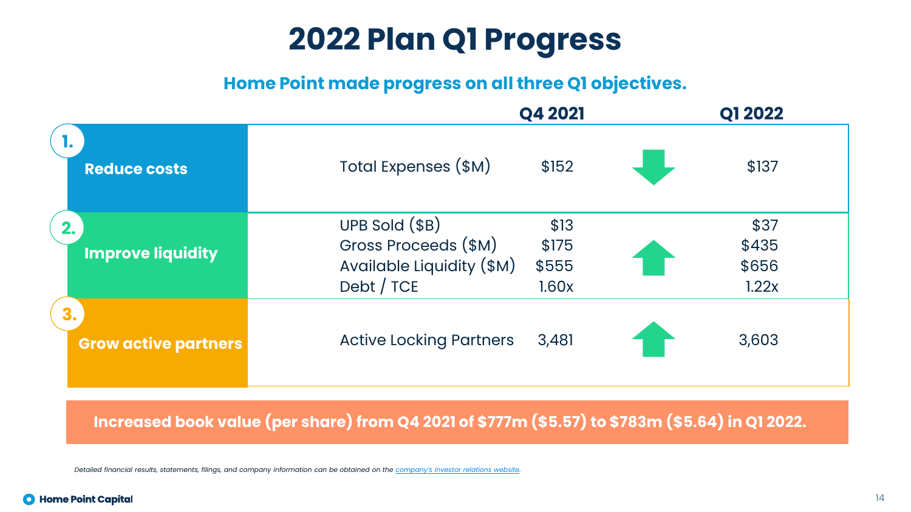# 2022 Plan Q1 Progress

## Home Point made progress on all three Q1 objectives.

| Objective | Metric | Q4 2021 | | Q1 2022 |
|---|---|---|---|---|
| 1. Reduce costs | Total Expenses ($M) | $152 | ↓ | $137 |
| 2. Improve liquidity | UPB Sold ($B) | $13 | ↑ | $37 |
| | Gross Proceeds ($M) | $175 | | $435 |
| | Available Liquidity ($M) | $555 | | $656 |
| | Debt / TCE | 1.60x | | 1.22x |
| 3. Grow active partners | Active Locking Partners | 3,481 | ↑ | 3,603 |

**Increased book value (per share) from Q4 2021 of $777m ($5.57) to $783m ($5.64) in Q1 2022.**

*Detailed financial results, statements, filings, and company information can be obtained on the company's investor relations website.*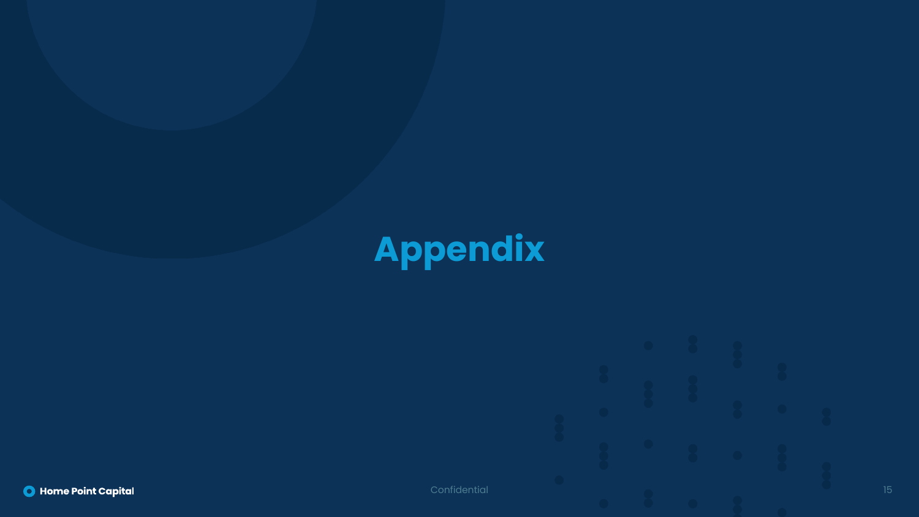# Appendix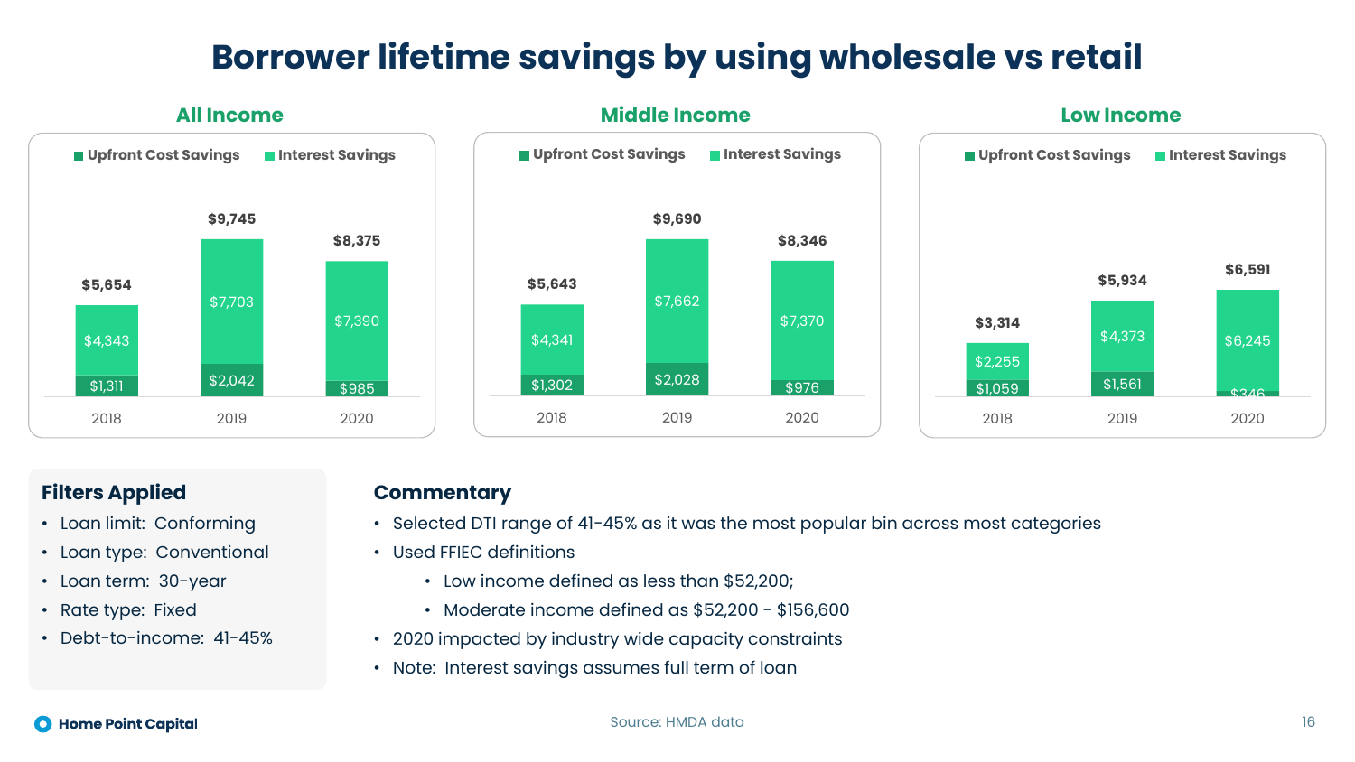# Borrower lifetime savings by using wholesale vs retail

## All Income

| Year | Upfront Cost Savings | Interest Savings | Total |
|---|---|---|---|
| 2018 | $1,311 | $4,343 | $5,654 |
| 2019 | $2,042 | $7,703 | $9,745 |
| 2020 | $985 | $7,390 | $8,375 |

## Middle Income

| Year | Upfront Cost Savings | Interest Savings | Total |
|---|---|---|---|
| 2018 | $1,302 | $4,341 | $5,643 |
| 2019 | $2,028 | $7,662 | $9,690 |
| 2020 | $976 | $7,370 | $8,346 |

## Low Income

| Year | Upfront Cost Savings | Interest Savings | Total |
|---|---|---|---|
| 2018 | $1,059 | $2,255 | $3,314 |
| 2019 | $1,561 | $4,373 | $5,934 |
| 2020 | $346 | $6,245 | $6,591 |

### Filters Applied

- Loan limit: Conforming
- Loan type: Conventional
- Loan term: 30-year
- Rate type: Fixed
- Debt-to-income: 41-45%

### Commentary

- Selected DTI range of 41-45% as it was the most popular bin across most categories
- Used FFIEC definitions
  - Low income defined as less than $52,200;
  - Moderate income defined as $52,200 - $156,600
- 2020 impacted by industry wide capacity constraints
- Note: Interest savings assumes full term of loan

Source: HMDA data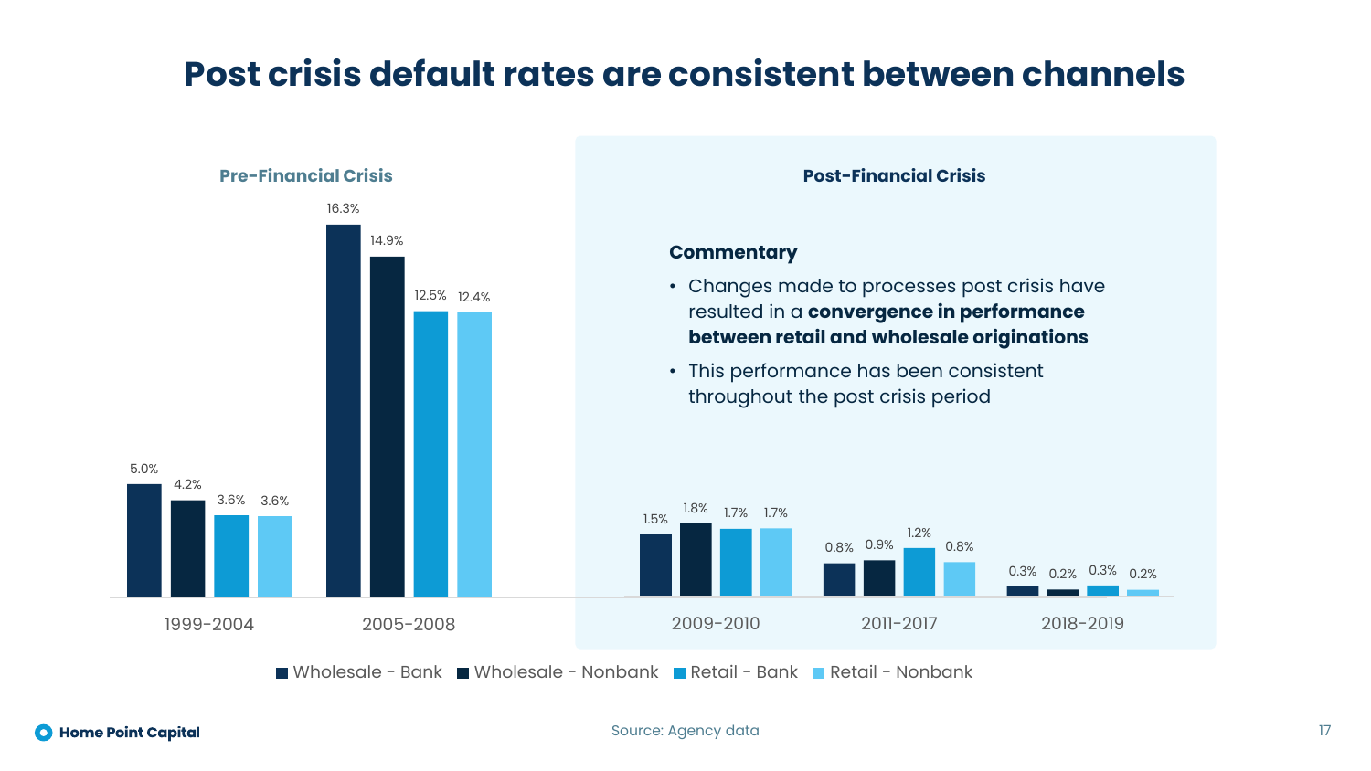# Post crisis default rates are consistent between channels

## Pre-Financial Crisis

| Period | Wholesale - Bank | Wholesale - Nonbank | Retail - Bank | Retail - Nonbank |
| --- | --- | --- | --- | --- |
| 1999-2004 | 5.0% | 4.2% | 3.6% | 3.6% |
| 2005-2008 | 16.3% | 14.9% | 12.5% | 12.4% |

## Post-Financial Crisis

| Period | Wholesale - Bank | Wholesale - Nonbank | Retail - Bank | Retail - Nonbank |
| --- | --- | --- | --- | --- |
| 2009-2010 | 1.5% | 1.8% | 1.7% | 1.7% |
| 2011-2017 | 0.8% | 0.9% | 1.2% | 0.8% |
| 2018-2019 | 0.3% | 0.2% | 0.3% | 0.2% |

### Commentary

- Changes made to processes post crisis have resulted in a **convergence in performance between retail and wholesale originations**
- This performance has been consistent throughout the post crisis period

Source: Agency data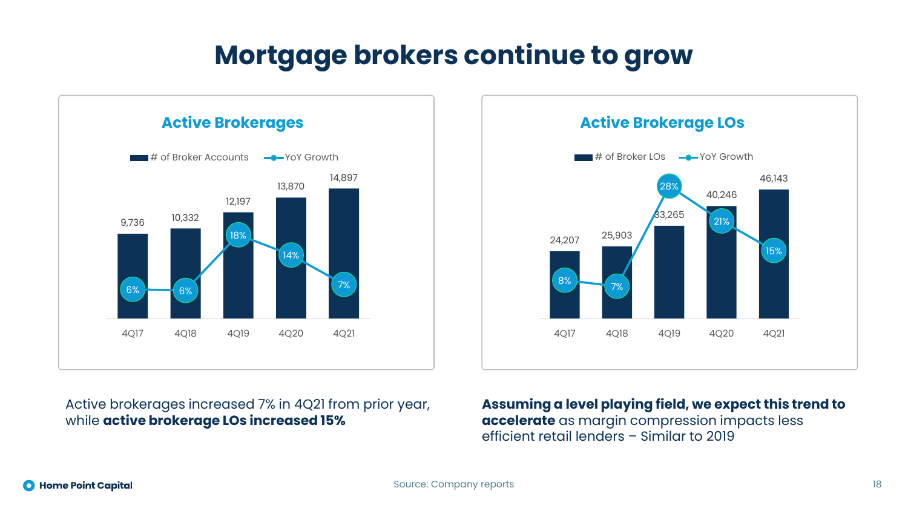# Mortgage brokers continue to grow

## Active Brokerages

| | 4Q17 | 4Q18 | 4Q19 | 4Q20 | 4Q21 |
|---|---|---|---|---|---|
| # of Broker Accounts | 9,736 | 10,332 | 12,197 | 13,870 | 14,897 |
| YoY Growth | 6% | 6% | 18% | 14% | 7% |

## Active Brokerage LOs

| | 4Q17 | 4Q18 | 4Q19 | 4Q20 | 4Q21 |
|---|---|---|---|---|---|
| # of Broker LOs | 24,207 | 25,903 | 33,265 | 40,246 | 46,143 |
| YoY Growth | 8% | 7% | 28% | 21% | 15% |

Active brokerages increased 7% in 4Q21 from prior year, while **active brokerage LOs increased 15%**

**Assuming a level playing field, we expect this trend to accelerate** as margin compression impacts less efficient retail lenders – Similar to 2019

Source: Company reports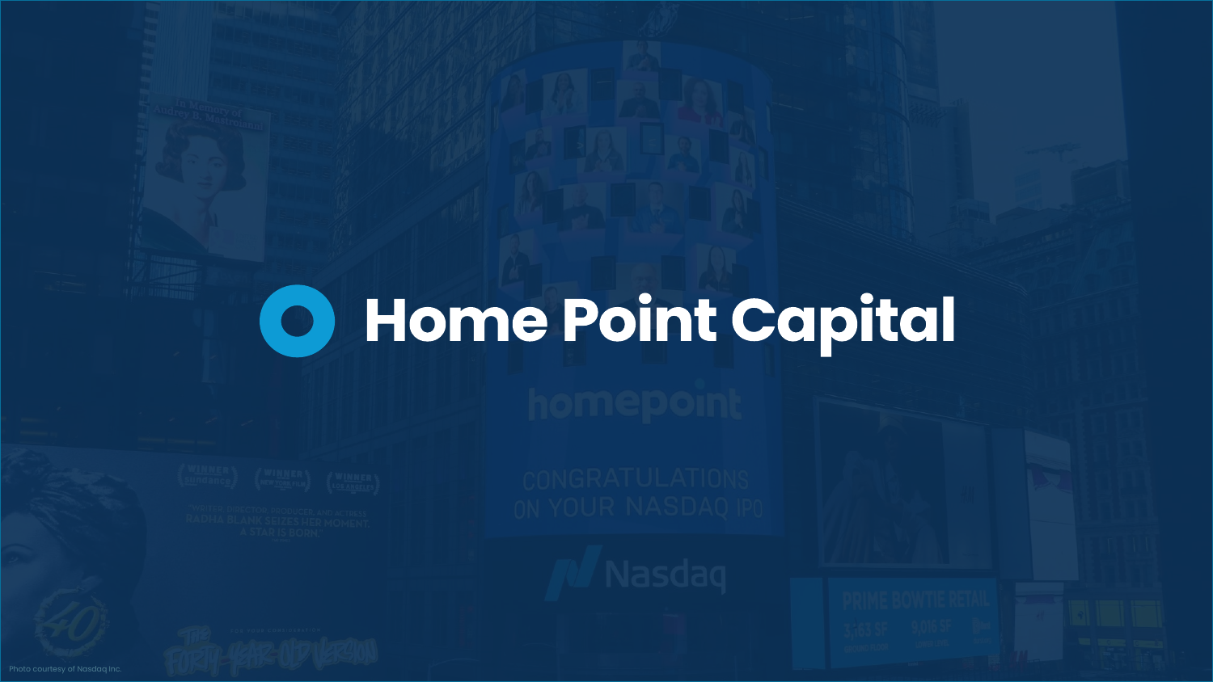# Home Point Capital

Photo courtesy of Nasdaq Inc.